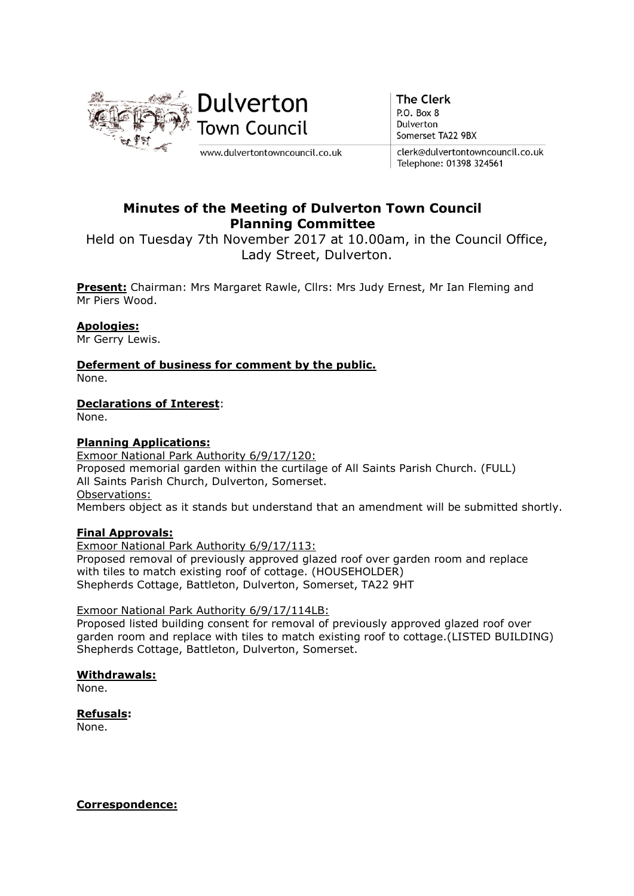Dulverton Town Council

www.dulvertontowncouncil.co.uk

**The Clerk**
P.O. Box 8
Dulverton
Somerset TA22 9BX

clerk@dulvertontowncouncil.co.uk
Telephone: 01398 324561

# Minutes of the Meeting of Dulverton Town Council Planning Committee

Held on Tuesday 7th November 2017 at 10.00am, in the Council Office, Lady Street, Dulverton.

**Present:** Chairman: Mrs Margaret Rawle, Cllrs: Mrs Judy Ernest, Mr Ian Fleming and Mr Piers Wood.

**Apologies:**
Mr Gerry Lewis.

**Deferment of business for comment by the public.**
None.

**Declarations of Interest**:
None.

**Planning Applications:**

Exmoor National Park Authority 6/9/17/120:
Proposed memorial garden within the curtilage of All Saints Parish Church. (FULL)
All Saints Parish Church, Dulverton, Somerset.
Observations:
Members object as it stands but understand that an amendment will be submitted shortly.

**Final Approvals:**

Exmoor National Park Authority 6/9/17/113:
Proposed removal of previously approved glazed roof over garden room and replace with tiles to match existing roof of cottage. (HOUSEHOLDER)
Shepherds Cottage, Battleton, Dulverton, Somerset, TA22 9HT

Exmoor National Park Authority 6/9/17/114LB:
Proposed listed building consent for removal of previously approved glazed roof over garden room and replace with tiles to match existing roof to cottage.(LISTED BUILDING)
Shepherds Cottage, Battleton, Dulverton, Somerset.

**Withdrawals:**
None.

**Refusals:**
None.

**Correspondence:**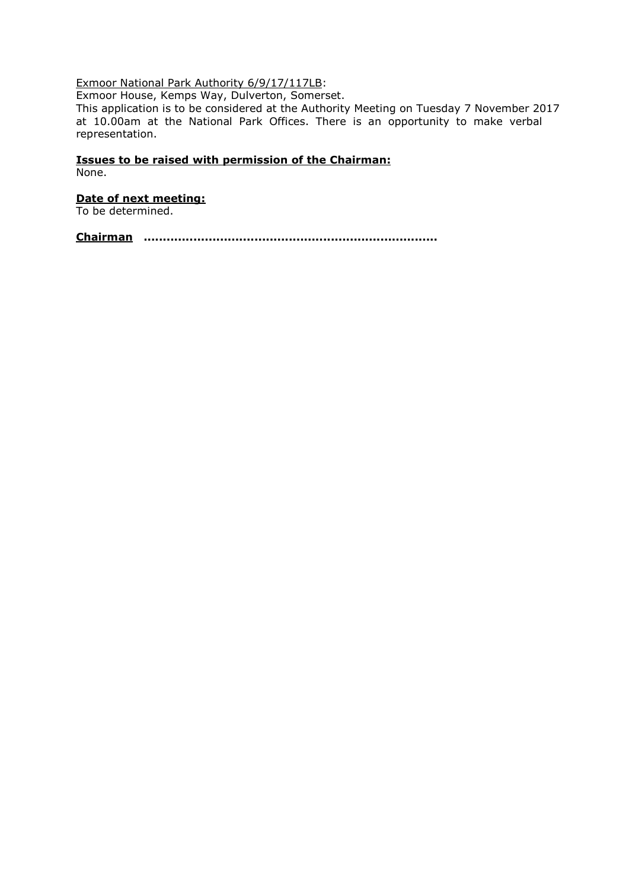Exmoor National Park Authority 6/9/17/117LB:
Exmoor House, Kemps Way, Dulverton, Somerset.
This application is to be considered at the Authority Meeting on Tuesday 7 November 2017 at 10.00am at the National Park Offices. There is an opportunity to make verbal representation.

**Issues to be raised with permission of the Chairman:**
None.

**Date of next meeting:**
To be determined.

**Chairman** ...........................................................................